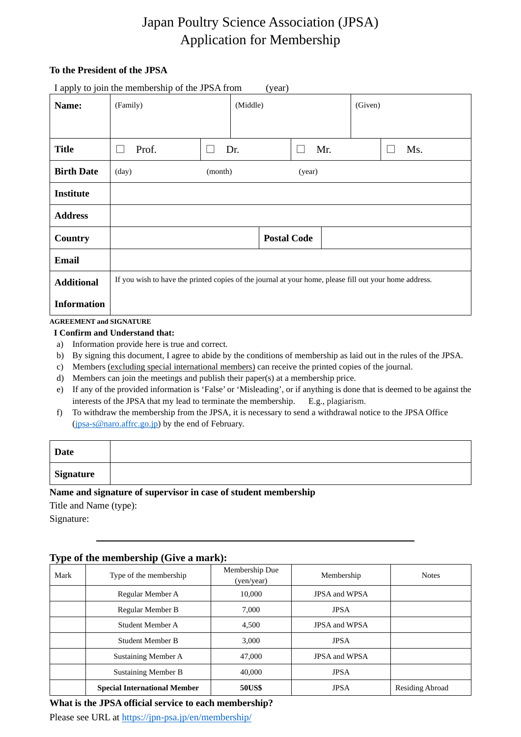# Japan Poultry Science Association (JPSA)
# Application for Membership

**To the President of the JPSA**

I apply to join the membership of the JPSA from (year)

| | | | |
|---|---|---|---|
| **Name:** | (Family) | (Middle) | (Given) |
| **Title** | ☐ Prof. | ☐ Dr. | ☐ Mr. ☐ Ms. |
| **Birth Date** | (day) | (month) | (year) |
| **Institute** | | | |
| **Address** | | | |
| **Country** | | **Postal Code** | |
| **Email** | | | |
| **Additional Information** | If you wish to have the printed copies of the journal at your home, please fill out your home address. | | |

**AGREEMENT and SIGNATURE**

**I Confirm and Understand that:**

a) Information provide here is true and correct.
b) By signing this document, I agree to abide by the conditions of membership as laid out in the rules of the JPSA.
c) Members (excluding special international members) can receive the printed copies of the journal.
d) Members can join the meetings and publish their paper(s) at a membership price.
e) If any of the provided information is 'False' or 'Misleading', or if anything is done that is deemed to be against the interests of the JPSA that my lead to terminate the membership. E.g., plagiarism.
f) To withdraw the membership from the JPSA, it is necessary to send a withdrawal notice to the JPSA Office (jpsa-s@naro.affrc.go.jp) by the end of February.

| | |
|---|---|
| **Date** | |
| **Signature** | |

**Name and signature of supervisor in case of student membership**

Title and Name (type):

Signature:

---

## Type of the membership (Give a mark):

| Mark | Type of the membership | Membership Due (yen/year) | Membership | Notes |
|---|---|---|---|---|
| | Regular Member A | 10,000 | JPSA and WPSA | |
| | Regular Member B | 7,000 | JPSA | |
| | Student Member A | 4,500 | JPSA and WPSA | |
| | Student Member B | 3,000 | JPSA | |
| | Sustaining Member A | 47,000 | JPSA and WPSA | |
| | Sustaining Member B | 40,000 | JPSA | |
| | **Special International Member** | **50US$** | JPSA | Residing Abroad |

**What is the JPSA official service to each membership?**

Please see URL at https://jpn-psa.jp/en/membership/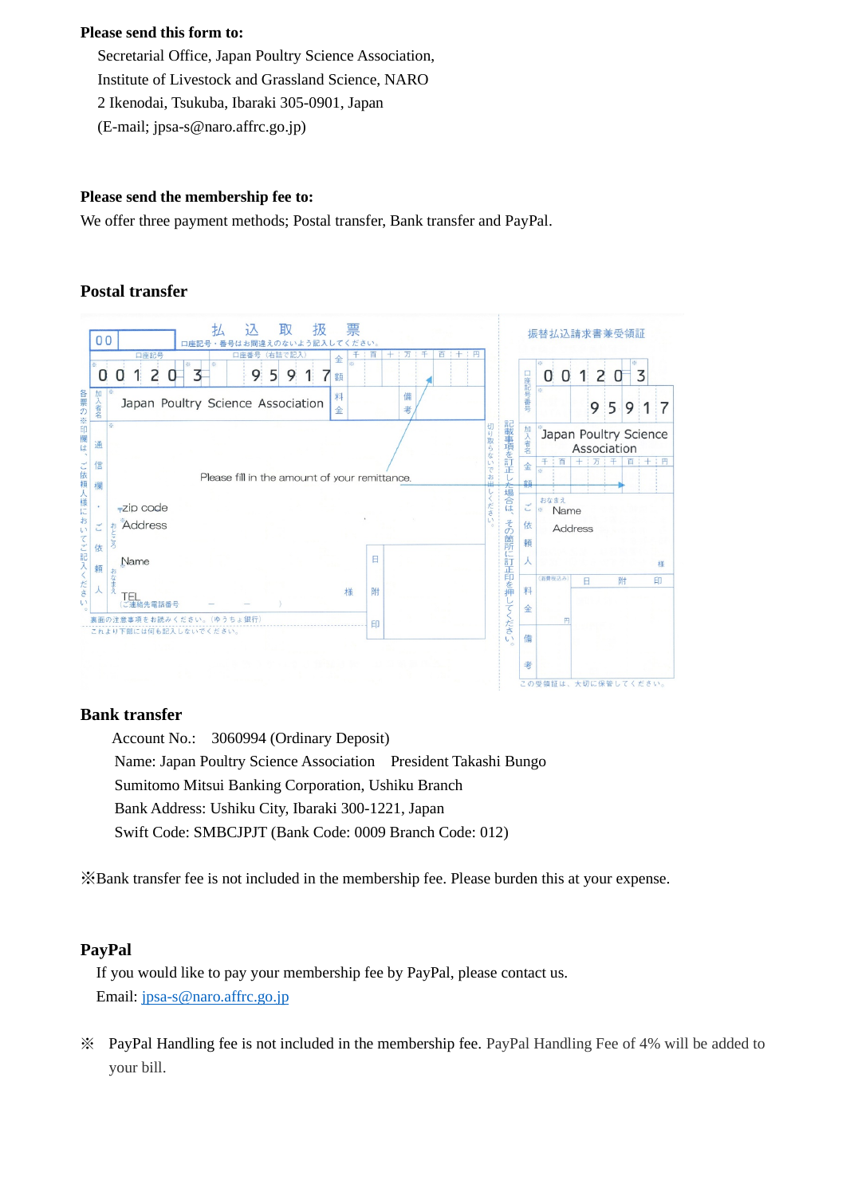**Please send this form to:**

Secretarial Office, Japan Poultry Science Association,
Institute of Livestock and Grassland Science, NARO
2 Ikenodai, Tsukuba, Ibaraki 305-0901, Japan
(E-mail; jpsa-s@naro.affrc.go.jp)

**Please send the membership fee to:**

We offer three payment methods; Postal transfer, Bank transfer and PayPal.

**Postal transfer**

払 込 取 扱 票

口座記号・番号はお間違えのないよう記入してください。

口座記号: 00120-3　口座番号: 95917

加入者名: Japan Poultry Science Association

Please fill in the amount of your remittance.

zip code
Address
Name
TEL

振替払込請求書兼受領証

口座記号番号: 00120-3 95917

加入者名: Japan Poultry Science Association

Name
Address

この受領証は、大切に保管してください。

**Bank transfer**

Account No.: 3060994 (Ordinary Deposit)
Name: Japan Poultry Science Association　President Takashi Bungo
Sumitomo Mitsui Banking Corporation, Ushiku Branch
Bank Address: Ushiku City, Ibaraki 300-1221, Japan
Swift Code: SMBCJPJT (Bank Code: 0009 Branch Code: 012)

※Bank transfer fee is not included in the membership fee. Please burden this at your expense.

**PayPal**

If you would like to pay your membership fee by PayPal, please contact us.
Email: jpsa-s@naro.affrc.go.jp

※ PayPal Handling fee is not included in the membership fee. PayPal Handling Fee of 4% will be added to your bill.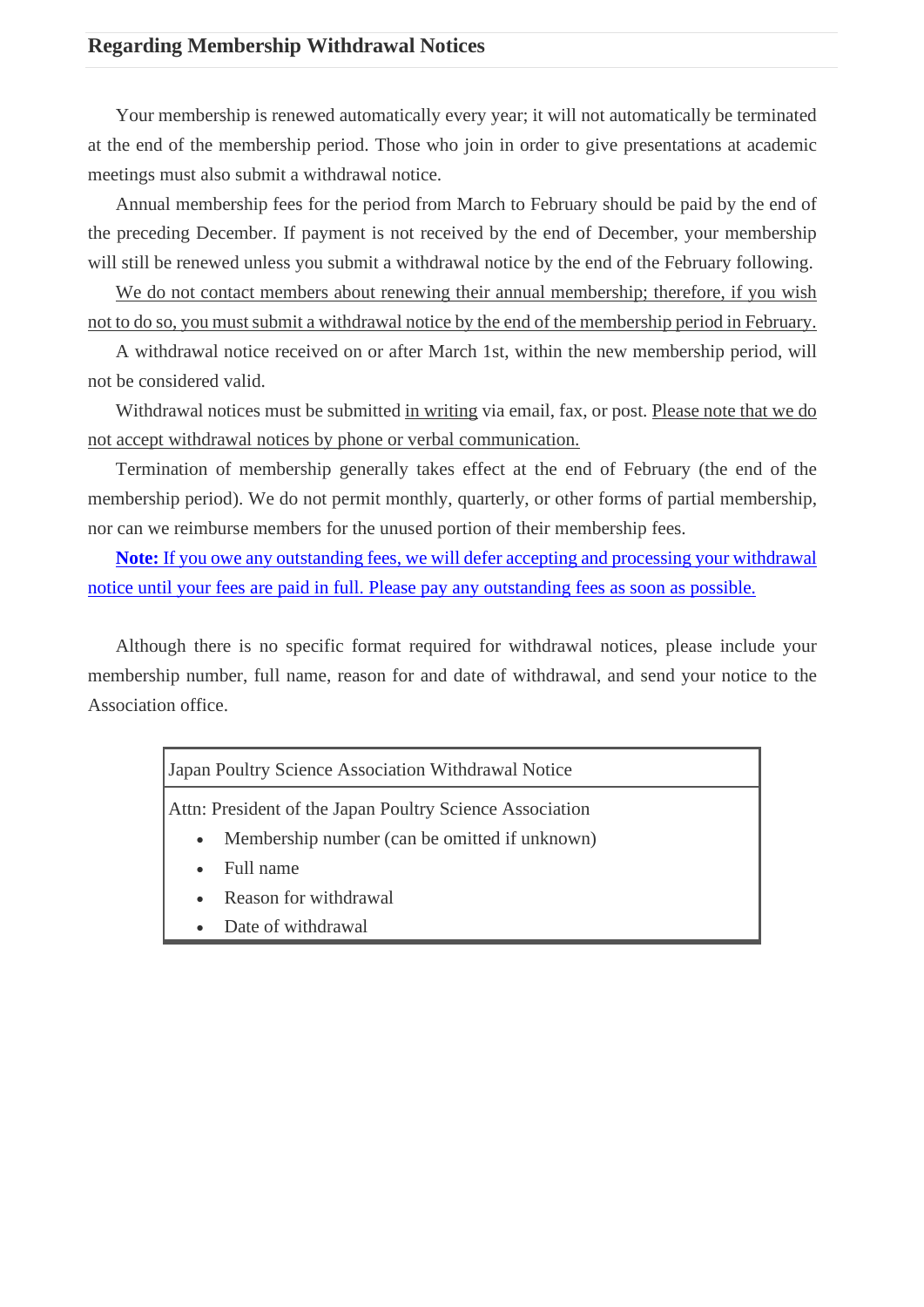## Regarding Membership Withdrawal Notices

Your membership is renewed automatically every year; it will not automatically be terminated at the end of the membership period. Those who join in order to give presentations at academic meetings must also submit a withdrawal notice.

Annual membership fees for the period from March to February should be paid by the end of the preceding December. If payment is not received by the end of December, your membership will still be renewed unless you submit a withdrawal notice by the end of the February following.

We do not contact members about renewing their annual membership; therefore, if you wish not to do so, you must submit a withdrawal notice by the end of the membership period in February.

A withdrawal notice received on or after March 1st, within the new membership period, will not be considered valid.

Withdrawal notices must be submitted in writing via email, fax, or post. Please note that we do not accept withdrawal notices by phone or verbal communication.

Termination of membership generally takes effect at the end of February (the end of the membership period). We do not permit monthly, quarterly, or other forms of partial membership, nor can we reimburse members for the unused portion of their membership fees.

**Note:** If you owe any outstanding fees, we will defer accepting and processing your withdrawal notice until your fees are paid in full. Please pay any outstanding fees as soon as possible.

Although there is no specific format required for withdrawal notices, please include your membership number, full name, reason for and date of withdrawal, and send your notice to the Association office.

| Japan Poultry Science Association Withdrawal Notice |
| --- |
| Attn: President of the Japan Poultry Science Association<br>• Membership number (can be omitted if unknown)<br>• Full name<br>• Reason for withdrawal<br>• Date of withdrawal |